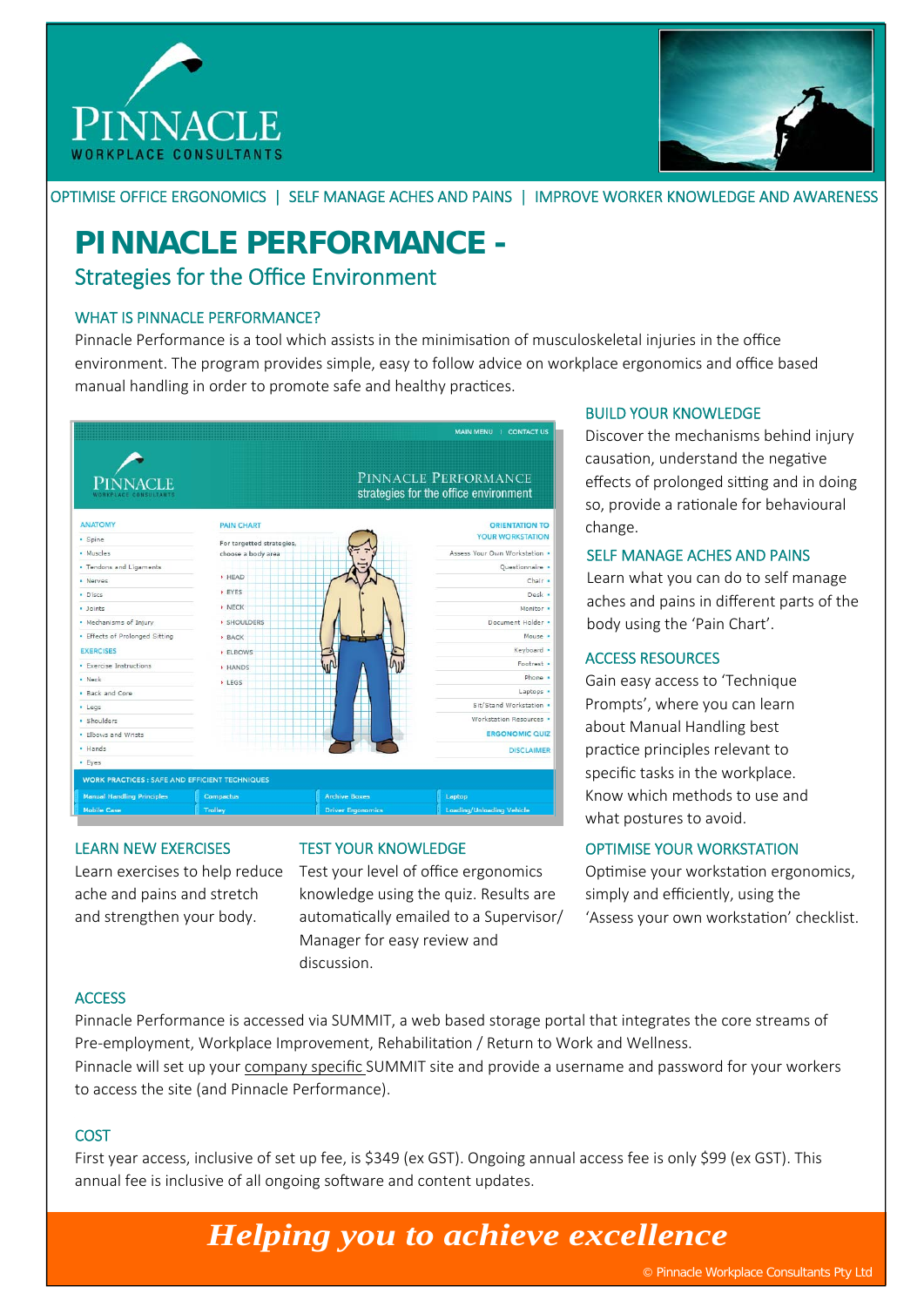# PINNACLE

WORKPLACE CONSULTANTS

OPTIMISE OFFICE ERGONOMICS | SELF MANAGE ACHES AND PAINS | IMPROVE WORKER KNOWLEDGE AND AWARENESS

# PINNACLE PERFORMANCE -

## Strategies for the Office Environment

### WHAT IS PINNACLE PERFORMANCE?

Pinnacle Performance is a tool which assists in the minimisation of musculoskeletal injuries in the office environment. The program provides simple, easy to follow advice on workplace ergonomics and office based manual handling in order to promote safe and healthy practices.

### BUILD YOUR KNOWLEDGE

Discover the mechanisms behind injury causation, understand the negative effects of prolonged sitting and in doing so, provide a rationale for behavioural change.

### SELF MANAGE ACHES AND PAINS

Learn what you can do to self manage aches and pains in different parts of the body using the 'Pain Chart'.

### ACCESS RESOURCES

Gain easy access to 'Technique Prompts', where you can learn about Manual Handling best practice principles relevant to specific tasks in the workplace. Know which methods to use and what postures to avoid.

### LEARN NEW EXERCISES

Learn exercises to help reduce ache and pains and stretch and strengthen your body.

### TEST YOUR KNOWLEDGE

Test your level of office ergonomics knowledge using the quiz. Results are automatically emailed to a Supervisor/ Manager for easy review and discussion.

### OPTIMISE YOUR WORKSTATION

Optimise your workstation ergonomics, simply and efficiently, using the 'Assess your own workstation' checklist.

### ACCESS

Pinnacle Performance is accessed via SUMMIT, a web based storage portal that integrates the core streams of Pre-employment, Workplace Improvement, Rehabilitation / Return to Work and Wellness.
Pinnacle will set up your company specific SUMMIT site and provide a username and password for your workers to access the site (and Pinnacle Performance).

### COST

First year access, inclusive of set up fee, is $349 (ex GST). Ongoing annual access fee is only $99 (ex GST). This annual fee is inclusive of all ongoing software and content updates.

***Helping you to achieve excellence***

© Pinnacle Workplace Consultants Pty Ltd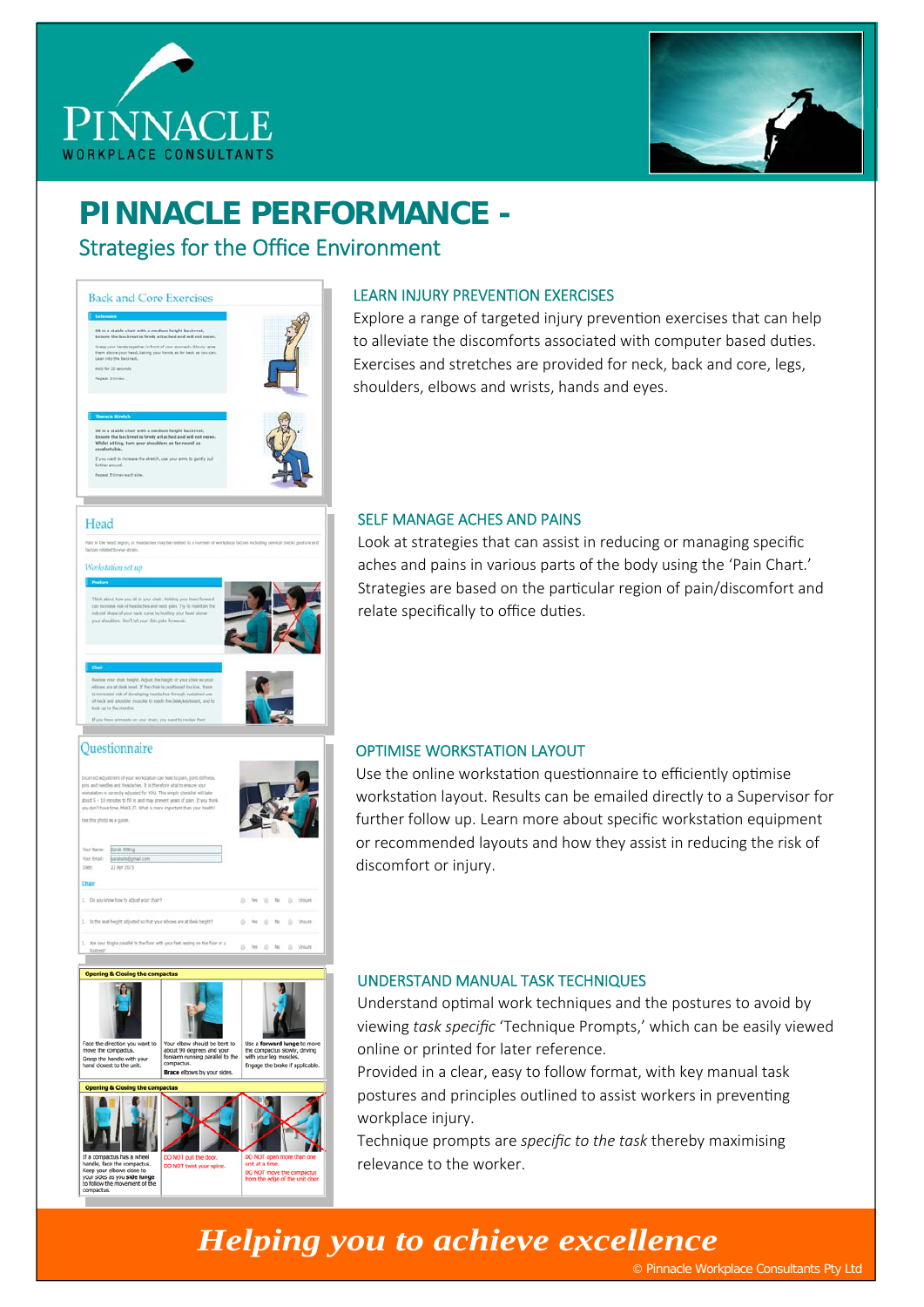PINNACLE

WORKPLACE CONSULTANTS

# PINNACLE PERFORMANCE -

## Strategies for the Office Environment

### LEARN INJURY PREVENTION EXERCISES

Explore a range of targeted injury prevention exercises that can help to alleviate the discomforts associated with computer based duties. Exercises and stretches are provided for neck, back and core, legs, shoulders, elbows and wrists, hands and eyes.

### SELF MANAGE ACHES AND PAINS

Look at strategies that can assist in reducing or managing specific aches and pains in various parts of the body using the 'Pain Chart.' Strategies are based on the particular region of pain/discomfort and relate specifically to office duties.

### OPTIMISE WORKSTATION LAYOUT

Use the online workstation questionnaire to efficiently optimise workstation layout. Results can be emailed directly to a Supervisor for further follow up. Learn more about specific workstation equipment or recommended layouts and how they assist in reducing the risk of discomfort or injury.

### UNDERSTAND MANUAL TASK TECHNIQUES

Understand optimal work techniques and the postures to avoid by viewing *task specific* 'Technique Prompts,' which can be easily viewed online or printed for later reference.

Provided in a clear, easy to follow format, with key manual task postures and principles outlined to assist workers in preventing workplace injury.

Technique prompts are *specific to the task* thereby maximising relevance to the worker.

***Helping you to achieve excellence***

© Pinnacle Workplace Consultants Pty Ltd